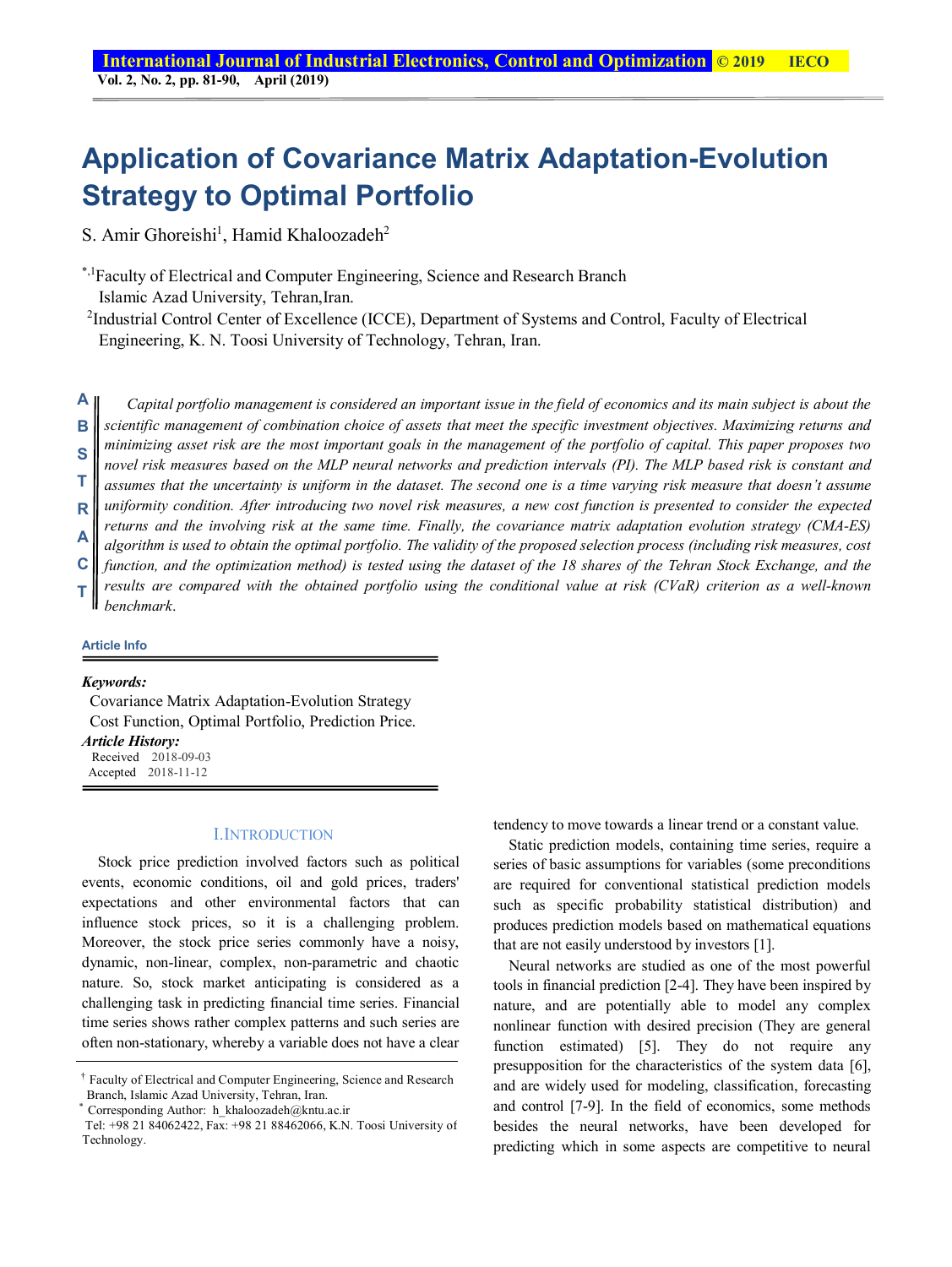# Application of Covariance Matrix Adaptation-Evolution Strategy to Optimal Portfolio

S. Amir Ghoreishi[1], Hamid Khaloozadeh[2]

[*,1]Faculty of Electrical and Computer Engineering, Science and Research Branch Islamic Azad University, Tehran,Iran.

[2]Industrial Control Center of Excellence (ICCE), Department of Systems and Control, Faculty of Electrical Engineering, K. N. Toosi University of Technology, Tehran, Iran.

**ABSTRACT**

*Capital portfolio management is considered an important issue in the field of economics and its main subject is about the scientific management of combination choice of assets that meet the specific investment objectives. Maximizing returns and minimizing asset risk are the most important goals in the management of the portfolio of capital. This paper proposes two novel risk measures based on the MLP neural networks and prediction intervals (PI). The MLP based risk is constant and assumes that the uncertainty is uniform in the dataset. The second one is a time varying risk measure that doesn't assume uniformity condition. After introducing two novel risk measures, a new cost function is presented to consider the expected returns and the involving risk at the same time. Finally, the covariance matrix adaptation evolution strategy (CMA-ES) algorithm is used to obtain the optimal portfolio. The validity of the proposed selection process (including risk measures, cost function, and the optimization method) is tested using the dataset of the 18 shares of the Tehran Stock Exchange, and the results are compared with the obtained portfolio using the conditional value at risk (CVaR) criterion as a well-known benchmark.*

**Article Info**

***Keywords:***
Covariance Matrix Adaptation-Evolution Strategy
Cost Function, Optimal Portfolio, Prediction Price.

***Article History:***
Received 2018-09-03
Accepted 2018-11-12

## I. Introduction

Stock price prediction involved factors such as political events, economic conditions, oil and gold prices, traders' expectations and other environmental factors that can influence stock prices, so it is a challenging problem. Moreover, the stock price series commonly have a noisy, dynamic, non-linear, complex, non-parametric and chaotic nature. So, stock market anticipating is considered as a challenging task in predicting financial time series. Financial time series shows rather complex patterns and such series are often non-stationary, whereby a variable does not have a clear tendency to move towards a linear trend or a constant value.

Static prediction models, containing time series, require a series of basic assumptions for variables (some preconditions are required for conventional statistical prediction models such as specific probability statistical distribution) and produces prediction models based on mathematical equations that are not easily understood by investors [1].

Neural networks are studied as one of the most powerful tools in financial prediction [2-4]. They have been inspired by nature, and are potentially able to model any complex nonlinear function with desired precision (They are general function estimated) [5]. They do not require any presupposition for the characteristics of the system data [6], and are widely used for modeling, classification, forecasting and control [7-9]. In the field of economics, some methods besides the neural networks, have been developed for predicting which in some aspects are competitive to neural

† Faculty of Electrical and Computer Engineering, Science and Research Branch, Islamic Azad University, Tehran, Iran.

* Corresponding Author: h_khaloozadeh@kntu.ac.ir
Tel: +98 21 84062422, Fax: +98 21 88462066, K.N. Toosi University of Technology.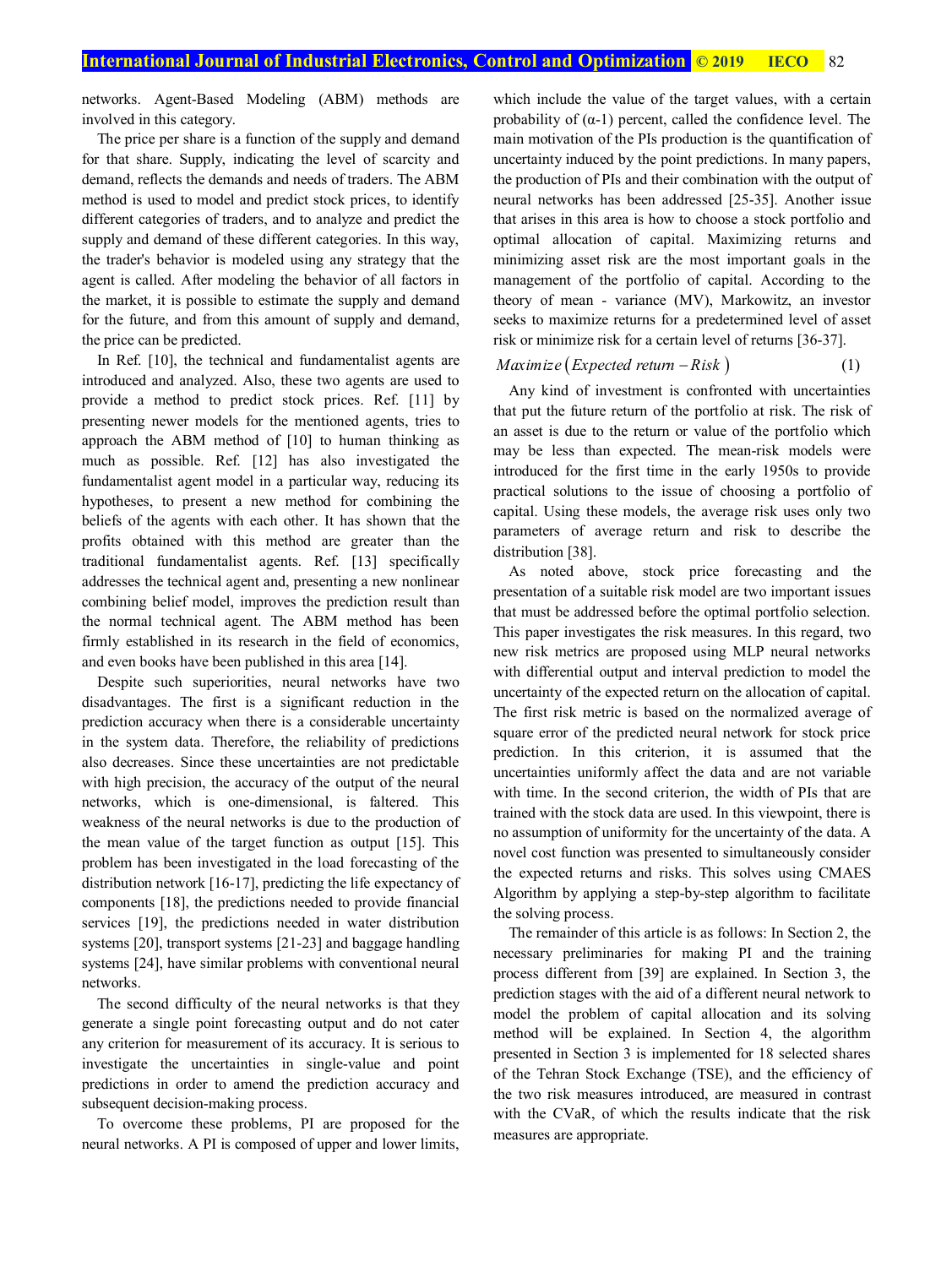networks. Agent-Based Modeling (ABM) methods are involved in this category.

The price per share is a function of the supply and demand for that share. Supply, indicating the level of scarcity and demand, reflects the demands and needs of traders. The ABM method is used to model and predict stock prices, to identify different categories of traders, and to analyze and predict the supply and demand of these different categories. In this way, the trader's behavior is modeled using any strategy that the agent is called. After modeling the behavior of all factors in the market, it is possible to estimate the supply and demand for the future, and from this amount of supply and demand, the price can be predicted.

In Ref. [10], the technical and fundamentalist agents are introduced and analyzed. Also, these two agents are used to provide a method to predict stock prices. Ref. [11] by presenting newer models for the mentioned agents, tries to approach the ABM method of [10] to human thinking as much as possible. Ref. [12] has also investigated the fundamentalist agent model in a particular way, reducing its hypotheses, to present a new method for combining the beliefs of the agents with each other. It has shown that the profits obtained with this method are greater than the traditional fundamentalist agents. Ref. [13] specifically addresses the technical agent and, presenting a new nonlinear combining belief model, improves the prediction result than the normal technical agent. The ABM method has been firmly established in its research in the field of economics, and even books have been published in this area [14].

Despite such superiorities, neural networks have two disadvantages. The first is a significant reduction in the prediction accuracy when there is a considerable uncertainty in the system data. Therefore, the reliability of predictions also decreases. Since these uncertainties are not predictable with high precision, the accuracy of the output of the neural networks, which is one-dimensional, is faltered. This weakness of the neural networks is due to the production of the mean value of the target function as output [15]. This problem has been investigated in the load forecasting of the distribution network [16-17], predicting the life expectancy of components [18], the predictions needed to provide financial services [19], the predictions needed in water distribution systems [20], transport systems [21-23] and baggage handling systems [24], have similar problems with conventional neural networks.

The second difficulty of the neural networks is that they generate a single point forecasting output and do not cater any criterion for measurement of its accuracy. It is serious to investigate the uncertainties in single-value and point predictions in order to amend the prediction accuracy and subsequent decision-making process.

To overcome these problems, PI are proposed for the neural networks. A PI is composed of upper and lower limits, which include the value of the target values, with a certain probability of (α-1) percent, called the confidence level. The main motivation of the PIs production is the quantification of uncertainty induced by the point predictions. In many papers, the production of PIs and their combination with the output of neural networks has been addressed [25-35]. Another issue that arises in this area is how to choose a stock portfolio and optimal allocation of capital. Maximizing returns and minimizing asset risk are the most important goals in the management of the portfolio of capital. According to the theory of mean - variance (MV), Markowitz, an investor seeks to maximize returns for a predetermined level of asset risk or minimize risk for a certain level of returns [36-37].

$$Maximize\left(Expected\ return - Risk\right) \tag{1}$$

Any kind of investment is confronted with uncertainties that put the future return of the portfolio at risk. The risk of an asset is due to the return or value of the portfolio which may be less than expected. The mean-risk models were introduced for the first time in the early 1950s to provide practical solutions to the issue of choosing a portfolio of capital. Using these models, the average risk uses only two parameters of average return and risk to describe the distribution [38].

As noted above, stock price forecasting and the presentation of a suitable risk model are two important issues that must be addressed before the optimal portfolio selection. This paper investigates the risk measures. In this regard, two new risk metrics are proposed using MLP neural networks with differential output and interval prediction to model the uncertainty of the expected return on the allocation of capital. The first risk metric is based on the normalized average of square error of the predicted neural network for stock price prediction. In this criterion, it is assumed that the uncertainties uniformly affect the data and are not variable with time. In the second criterion, the width of PIs that are trained with the stock data are used. In this viewpoint, there is no assumption of uniformity for the uncertainty of the data. A novel cost function was presented to simultaneously consider the expected returns and risks. This solves using CMAES Algorithm by applying a step-by-step algorithm to facilitate the solving process.

The remainder of this article is as follows: In Section 2, the necessary preliminaries for making PI and the training process different from [39] are explained. In Section 3, the prediction stages with the aid of a different neural network to model the problem of capital allocation and its solving method will be explained. In Section 4, the algorithm presented in Section 3 is implemented for 18 selected shares of the Tehran Stock Exchange (TSE), and the efficiency of the two risk measures introduced, are measured in contrast with the CVaR, of which the results indicate that the risk measures are appropriate.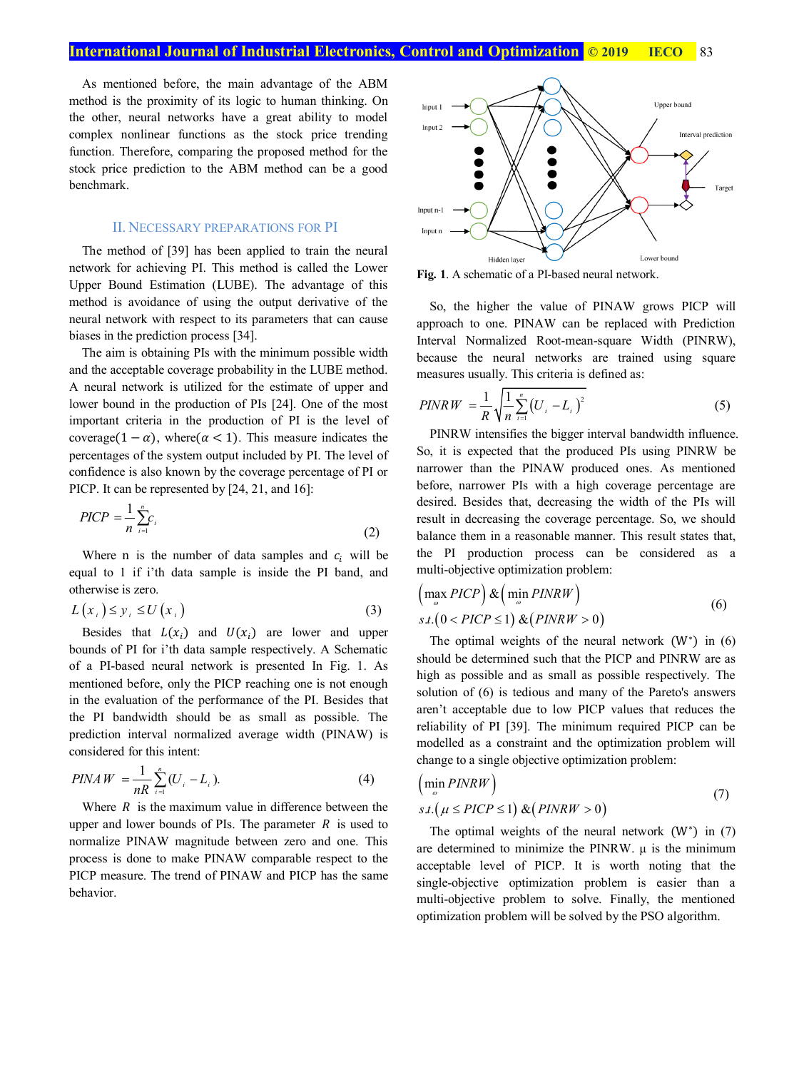As mentioned before, the main advantage of the ABM method is the proximity of its logic to human thinking. On the other, neural networks have a great ability to model complex nonlinear functions as the stock price trending function. Therefore, comparing the proposed method for the stock price prediction to the ABM method can be a good benchmark.

## II. NECESSARY PREPARATIONS FOR PI

The method of [39] has been applied to train the neural network for achieving PI. This method is called the Lower Upper Bound Estimation (LUBE). The advantage of this method is avoidance of using the output derivative of the neural network with respect to its parameters that can cause biases in the prediction process [34].

The aim is obtaining PIs with the minimum possible width and the acceptable coverage probability in the LUBE method. A neural network is utilized for the estimate of upper and lower bound in the production of PIs [24]. One of the most important criteria in the production of PI is the level of coverage$(1-\alpha)$, where$(\alpha < 1)$. This measure indicates the percentages of the system output included by PI. The level of confidence is also known by the coverage percentage of PI or PICP. It can be represented by [24, 21, and 16]:

$$PICP = \frac{1}{n}\sum_{i=1}^{n} c_i \tag{2}$$

Where n is the number of data samples and $c_i$ will be equal to 1 if i'th data sample is inside the PI band, and otherwise is zero.

$$L(x_i) \le y_i \le U(x_i) \tag{3}$$

Besides that $L(x_i)$ and $U(x_i)$ are lower and upper bounds of PI for i'th data sample respectively. A Schematic of a PI-based neural network is presented In Fig. 1. As mentioned before, only the PICP reaching one is not enough in the evaluation of the performance of the PI. Besides that the PI bandwidth should be as small as possible. The prediction interval normalized average width (PINAW) is considered for this intent:

$$PINAW = \frac{1}{nR}\sum_{i=1}^{n}(U_i - L_i). \tag{4}$$

Where $R$ is the maximum value in difference between the upper and lower bounds of PIs. The parameter $R$ is used to normalize PINAW magnitude between zero and one. This process is done to make PINAW comparable respect to the PICP measure. The trend of PINAW and PICP has the same behavior.

**Fig. 1**. A schematic of a PI-based neural network.

So, the higher the value of PINAW grows PICP will approach to one. PINAW can be replaced with Prediction Interval Normalized Root-mean-square Width (PINRW), because the neural networks are trained using square measures usually. This criteria is defined as:

$$PINRW = \frac{1}{R}\sqrt{\frac{1}{n}\sum_{i=1}^{n}(U_i - L_i)^2} \tag{5}$$

PINRW intensifies the bigger interval bandwidth influence. So, it is expected that the produced PIs using PINRW be narrower than the PINAW produced ones. As mentioned before, narrower PIs with a high coverage percentage are desired. Besides that, decreasing the width of the PIs will result in decreasing the coverage percentage. So, we should balance them in a reasonable manner. This result states that, the PI production process can be considered as a multi-objective optimization problem:

$$\begin{aligned} &\left(\max_{\omega} PICP\right) \& \left(\min_{\omega} PINRW\right) \\ &s.t.\left(0 < PICP \le 1\right) \& \left(PINRW > 0\right) \end{aligned} \tag{6}$$

The optimal weights of the neural network ($W^*$) in (6) should be determined such that the PICP and PINRW are as high as possible and as small as possible respectively. The solution of (6) is tedious and many of the Pareto's answers aren't acceptable due to low PICP values that reduces the reliability of PI [39]. The minimum required PICP can be modelled as a constraint and the optimization problem will change to a single objective optimization problem:

$$\begin{aligned} &\left(\min_{\omega} PINRW\right) \\ &s.t.\left(\mu \le PICP \le 1\right) \& \left(PINRW > 0\right) \end{aligned} \tag{7}$$

The optimal weights of the neural network ($W^*$) in (7) are determined to minimize the PINRW. μ is the minimum acceptable level of PICP. It is worth noting that the single-objective optimization problem is easier than a multi-objective problem to solve. Finally, the mentioned optimization problem will be solved by the PSO algorithm.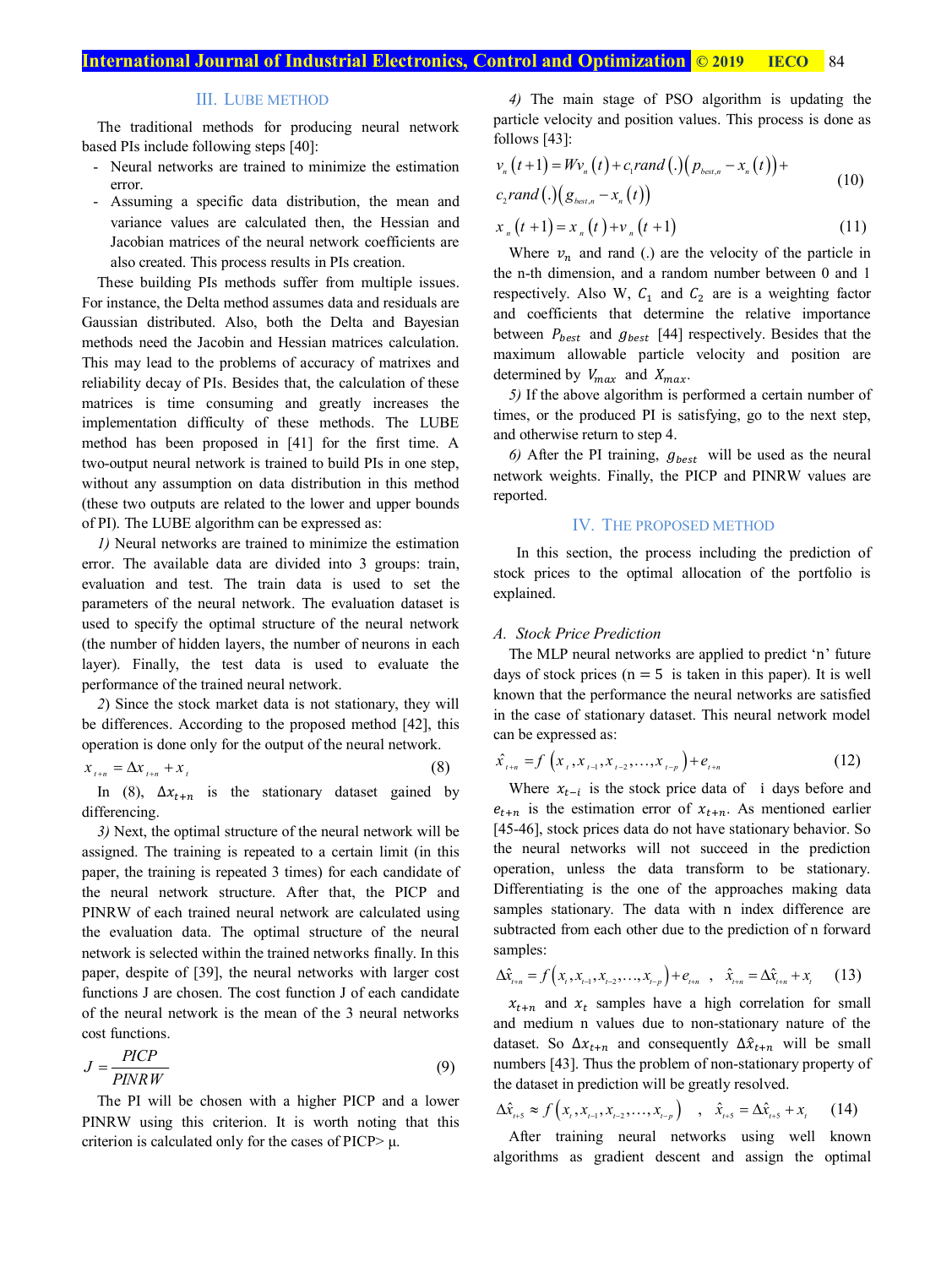## III. LUBE METHOD

The traditional methods for producing neural network based PIs include following steps [40]:

- Neural networks are trained to minimize the estimation error.
- Assuming a specific data distribution, the mean and variance values are calculated then, the Hessian and Jacobian matrices of the neural network coefficients are also created. This process results in PIs creation.

These building PIs methods suffer from multiple issues. For instance, the Delta method assumes data and residuals are Gaussian distributed. Also, both the Delta and Bayesian methods need the Jacobin and Hessian matrices calculation. This may lead to the problems of accuracy of matrixes and reliability decay of PIs. Besides that, the calculation of these matrices is time consuming and greatly increases the implementation difficulty of these methods. The LUBE method has been proposed in [41] for the first time. A two-output neural network is trained to build PIs in one step, without any assumption on data distribution in this method (these two outputs are related to the lower and upper bounds of PI). The LUBE algorithm can be expressed as:

*1)* Neural networks are trained to minimize the estimation error. The available data are divided into 3 groups: train, evaluation and test. The train data is used to set the parameters of the neural network. The evaluation dataset is used to specify the optimal structure of the neural network (the number of hidden layers, the number of neurons in each layer). Finally, the test data is used to evaluate the performance of the trained neural network.

*2)* Since the stock market data is not stationary, they will be differences. According to the proposed method [42], this operation is done only for the output of the neural network.

$$x_{t+n} = \Delta x_{t+n} + x_t \tag{8}$$

In (8), $\Delta x_{t+n}$ is the stationary dataset gained by differencing.

*3)* Next, the optimal structure of the neural network will be assigned. The training is repeated to a certain limit (in this paper, the training is repeated 3 times) for each candidate of the neural network structure. After that, the PICP and PINRW of each trained neural network are calculated using the evaluation data. The optimal structure of the neural network is selected within the trained networks finally. In this paper, despite of [39], the neural networks with larger cost functions J are chosen. The cost function J of each candidate of the neural network is the mean of the 3 neural networks cost functions.

$$J = \frac{PICP}{PINRW} \tag{9}$$

The PI will be chosen with a higher PICP and a lower PINRW using this criterion. It is worth noting that this criterion is calculated only for the cases of PICP> μ.

*4)* The main stage of PSO algorithm is updating the particle velocity and position values. This process is done as follows [43]:

$$v_n(t+1) = Wv_n(t) + c_1 rand(.)\left(p_{best,n} - x_n(t)\right) + c_2 rand(.)\left(g_{best,n} - x_n(t)\right) \tag{10}$$

$$x_n(t+1) = x_n(t) + v_n(t+1) \tag{11}$$

Where $v_n$ and rand (.) are the velocity of the particle in the n-th dimension, and a random number between 0 and 1 respectively. Also W, $C_1$ and $C_2$ are is a weighting factor and coefficients that determine the relative importance between $P_{best}$ and $g_{best}$ [44] respectively. Besides that the maximum allowable particle velocity and position are determined by $V_{max}$ and $X_{max}$.

*5)* If the above algorithm is performed a certain number of times, or the produced PI is satisfying, go to the next step, and otherwise return to step 4.

*6)* After the PI training, $g_{best}$ will be used as the neural network weights. Finally, the PICP and PINRW values are reported.

## IV. THE PROPOSED METHOD

In this section, the process including the prediction of stock prices to the optimal allocation of the portfolio is explained.

### *A. Stock Price Prediction*

The MLP neural networks are applied to predict 'n' future days of stock prices ($n = 5$ is taken in this paper). It is well known that the performance the neural networks are satisfied in the case of stationary dataset. This neural network model can be expressed as:

$$\hat{x}_{t+n} = f\left(x_t, x_{t-1}, x_{t-2}, \ldots, x_{t-p}\right) + e_{t+n} \tag{12}$$

Where $x_{t-i}$ is the stock price data of i days before and $e_{t+n}$ is the estimation error of $x_{t+n}$. As mentioned earlier [45-46], stock prices data do not have stationary behavior. So the neural networks will not succeed in the prediction operation, unless the data transform to be stationary. Differentiating is the one of the approaches making data samples stationary. The data with n index difference are subtracted from each other due to the prediction of n forward samples:

$$\Delta\hat{x}_{t+n} = f\left(x_t, x_{t-1}, x_{t-2}, \ldots, x_{t-p}\right) + e_{t+n} \quad , \quad \hat{x}_{t+n} = \Delta\hat{x}_{t+n} + x_t \tag{13}$$

$x_{t+n}$ and $x_t$ samples have a high correlation for small and medium n values due to non-stationary nature of the dataset. So $\Delta x_{t+n}$ and consequently $\Delta\hat{x}_{t+n}$ will be small numbers [43]. Thus the problem of non-stationary property of the dataset in prediction will be greatly resolved.

$$\Delta\hat{x}_{t+5} \approx f\left(x_t, x_{t-1}, x_{t-2}, \ldots, x_{t-p}\right) \quad , \quad \hat{x}_{t+5} = \Delta\hat{x}_{t+5} + x_t \tag{14}$$

After training neural networks using well known algorithms as gradient descent and assign the optimal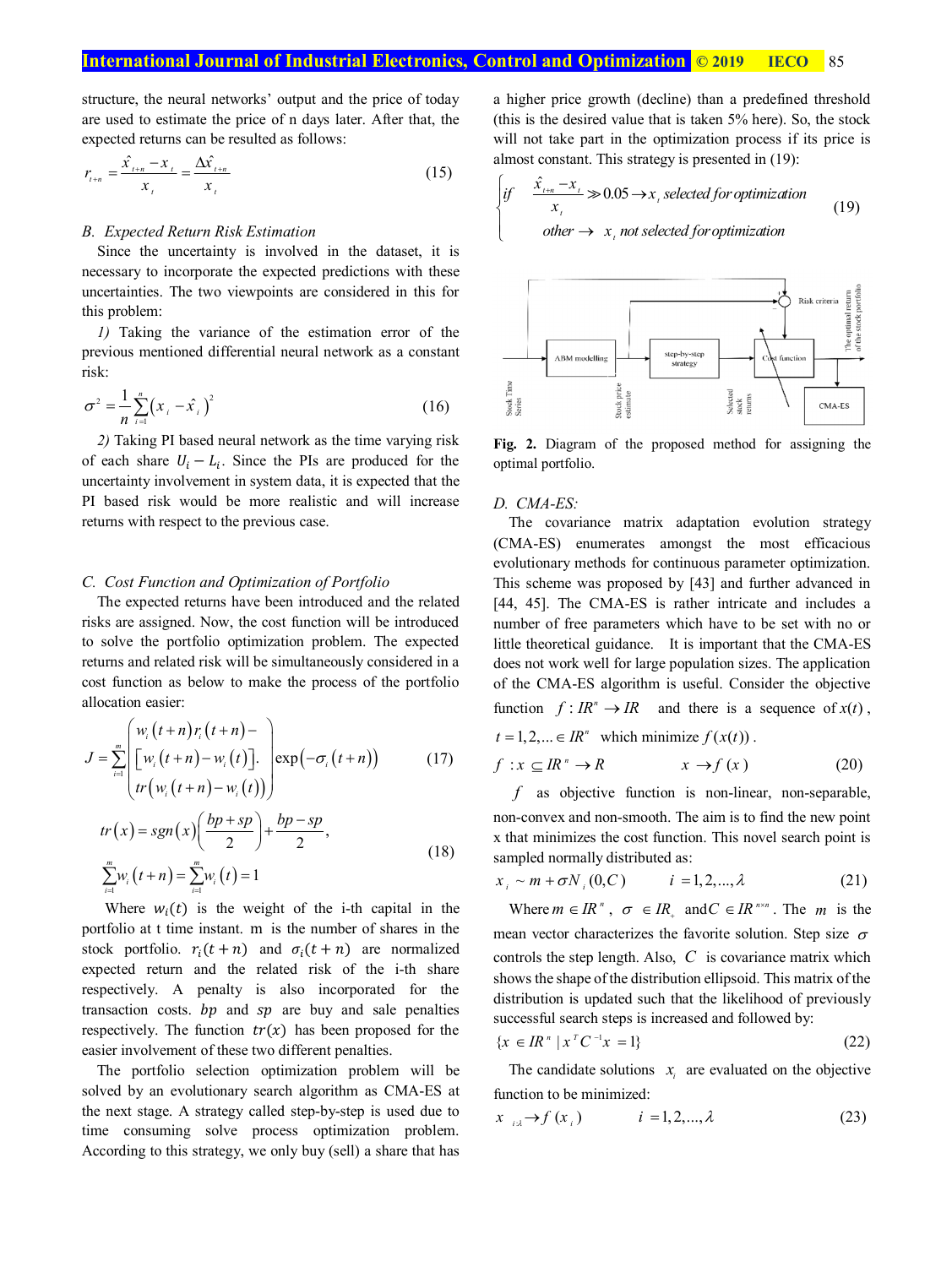structure, the neural networks' output and the price of today are used to estimate the price of n days later. After that, the expected returns can be resulted as follows:

$$r_{t+n} = \frac{\hat{x}_{t+n} - x_t}{x_t} = \frac{\Delta \hat{x}_{t+n}}{x_t} \tag{15}$$

### B. Expected Return Risk Estimation

Since the uncertainty is involved in the dataset, it is necessary to incorporate the expected predictions with these uncertainties. The two viewpoints are considered in this for this problem:

*1)* Taking the variance of the estimation error of the previous mentioned differential neural network as a constant risk:

$$\sigma^2 = \frac{1}{n}\sum_{i=1}^{n}\left(x_i - \hat{x}_i\right)^2 \tag{16}$$

*2)* Taking PI based neural network as the time varying risk of each share $U_i - L_i$. Since the PIs are produced for the uncertainty involvement in system data, it is expected that the PI based risk would be more realistic and will increase returns with respect to the previous case.

### C. Cost Function and Optimization of Portfolio

The expected returns have been introduced and the related risks are assigned. Now, the cost function will be introduced to solve the portfolio optimization problem. The expected returns and related risk will be simultaneously considered in a cost function as below to make the process of the portfolio allocation easier:

$$J = \sum_{i=1}^{m}\begin{pmatrix} w_i(t+n)r_i(t+n) - \\ \left[w_i(t+n) - w_i(t)\right]. \\ tr\left(w_i(t+n) - w_i(t)\right) \end{pmatrix}\exp\left(-\sigma_i(t+n)\right) \tag{17}$$

$$tr(x) = sgn(x)\left(\frac{bp+sp}{2}\right) + \frac{bp-sp}{2},$$
$$\sum_{i=1}^{m} w_i(t+n) = \sum_{i=1}^{m} w_i(t) = 1 \tag{18}$$

Where $w_i(t)$ is the weight of the i-th capital in the portfolio at t time instant. m is the number of shares in the stock portfolio. $r_i(t+n)$ and $\sigma_i(t+n)$ are normalized expected return and the related risk of the i-th share respectively. A penalty is also incorporated for the transaction costs. $bp$ and $sp$ are buy and sale penalties respectively. The function $tr(x)$ has been proposed for the easier involvement of these two different penalties.

The portfolio selection optimization problem will be solved by an evolutionary search algorithm as CMA-ES at the next stage. A strategy called step-by-step is used due to time consuming solve process optimization problem. According to this strategy, we only buy (sell) a share that has a higher price growth (decline) than a predefined threshold (this is the desired value that is taken 5% here). So, the stock will not take part in the optimization process if its price is almost constant. This strategy is presented in (19):

$$\begin{cases} if \quad \dfrac{\hat{x}_{t+n} - x_t}{x_t} \gg 0.05 \rightarrow x_t \text{ selected for optimization} \\ \quad\quad other \rightarrow \; x_t \text{ not selected for optimization} \end{cases} \tag{19}$$

**Fig. 2.** Diagram of the proposed method for assigning the optimal portfolio.

### D. CMA-ES:

The covariance matrix adaptation evolution strategy (CMA-ES) enumerates amongst the most efficacious evolutionary methods for continuous parameter optimization. This scheme was proposed by [43] and further advanced in [44, 45]. The CMA-ES is rather intricate and includes a number of free parameters which have to be set with no or little theoretical guidance. It is important that the CMA-ES does not work well for large population sizes. The application of the CMA-ES algorithm is useful. Consider the objective function $f: IR^n \rightarrow IR$ and there is a sequence of $x(t)$, $t = 1, 2, ... \in IR^n$ which minimize $f(x(t))$.

$$f : x \subseteq IR^n \rightarrow R \qquad\qquad x \rightarrow f(x) \tag{20}$$

$f$ as objective function is non-linear, non-separable, non-convex and non-smooth. The aim is to find the new point x that minimizes the cost function. This novel search point is sampled normally distributed as:

$$x_i \sim m + \sigma N_i(0, C) \qquad i = 1, 2, ..., \lambda \tag{21}$$

Where $m \in IR^n$, $\sigma \in IR_+$ and $C \in IR^{n \times n}$. The $m$ is the mean vector characterizes the favorite solution. Step size $\sigma$ controls the step length. Also, $C$ is covariance matrix which shows the shape of the distribution ellipsoid. This matrix of the distribution is updated such that the likelihood of previously successful search steps is increased and followed by:

$$\{x \in IR^n \mid x^T C^{-1} x = 1\} \tag{22}$$

The candidate solutions $x_i$ are evaluated on the objective function to be minimized:

$$x_{i:\lambda} \rightarrow f(x_i) \qquad i = 1, 2, ..., \lambda \tag{23}$$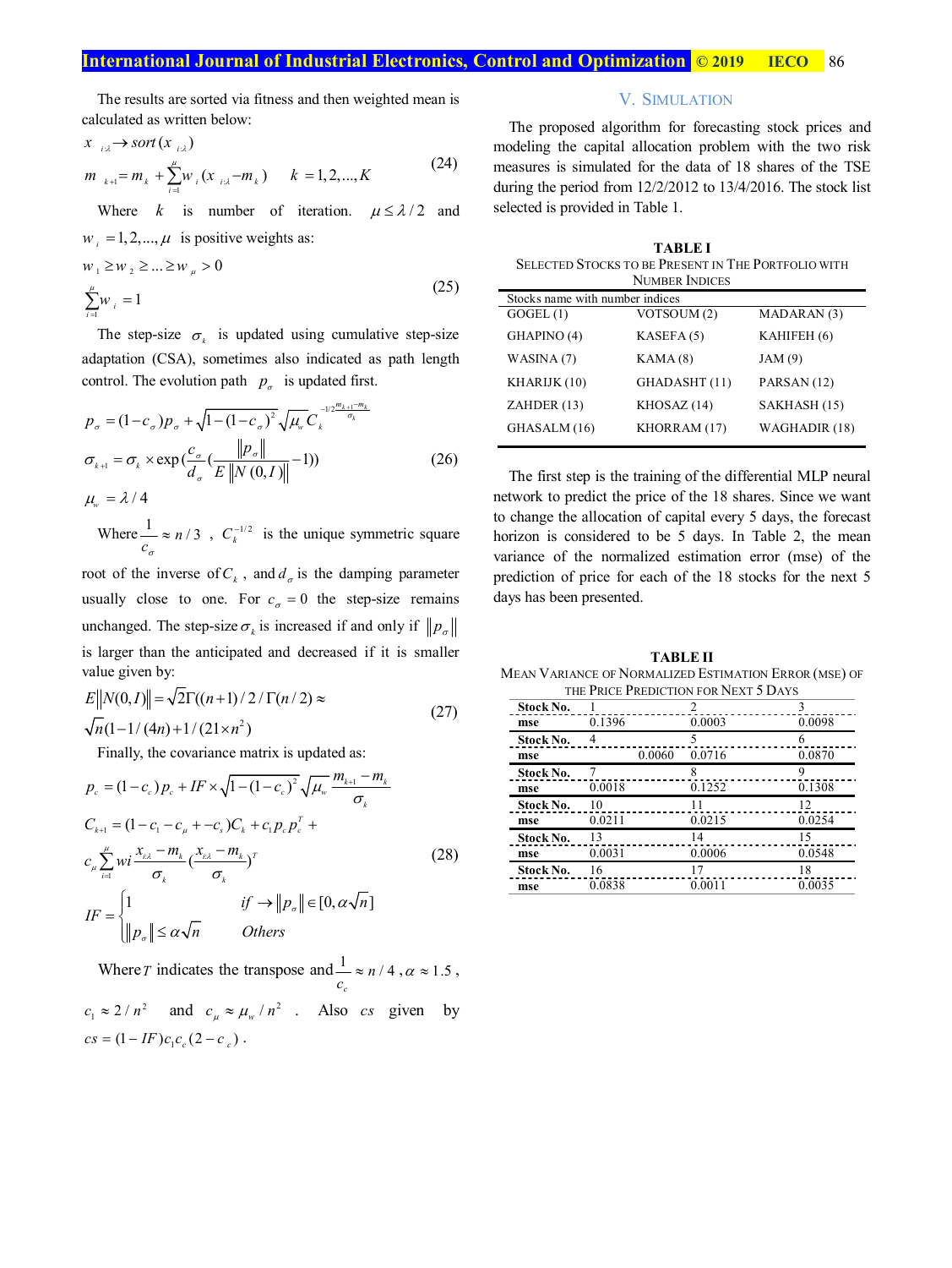The results are sorted via fitness and then weighted mean is calculated as written below:

$$x_{i:\lambda} \rightarrow sort(x_{i:\lambda})$$

$$m_{k+1} = m_k + \sum_{i=1}^{\mu} w_i (x_{i:\lambda} - m_k) \quad k = 1, 2, ..., K \tag{24}$$

Where $k$ is number of iteration. $\mu \leq \lambda / 2$ and $w_i = 1, 2, ..., \mu$ is positive weights as:

$$w_1 \geq w_2 \geq ... \geq w_\mu > 0$$

$$\sum_{i=1}^{\mu} w_i = 1 \tag{25}$$

The step-size $\sigma_k$ is updated using cumulative step-size adaptation (CSA), sometimes also indicated as path length control. The evolution path $p_\sigma$ is updated first.

$$p_\sigma = (1 - c_\sigma) p_\sigma + \sqrt{1 - (1 - c_\sigma)^2} \sqrt{\mu_w} C_k^{-1/2 \frac{m_{k+1} - m_k}{\sigma_k}}$$

$$\sigma_{k+1} = \sigma_k \times \exp\left(\frac{c_\sigma}{d_\sigma}\left(\frac{\|p_\sigma\|}{E\|N(0, I)\|} - 1\right)\right) \tag{26}$$

$$\mu_w = \lambda / 4$$

Where $\frac{1}{c_\sigma} \approx n / 3$ , $C_k^{-1/2}$ is the unique symmetric square root of the inverse of $C_k$ , and $d_\sigma$ is the damping parameter usually close to one. For $c_\sigma = 0$ the step-size remains unchanged. The step-size $\sigma_k$ is increased if and only if $\|p_\sigma\|$ is larger than the anticipated and decreased if it is smaller value given by:

$$E\|N(0, I)\| = \sqrt{2}\Gamma((n+1)/2/\Gamma(n/2) \approx \sqrt{n}(1 - 1/(4n) + 1/(21 \times n^2)) \tag{27}$$

Finally, the covariance matrix is updated as:

$$p_c = (1 - c_c) p_c + IF \times \sqrt{1 - (1 - c_c)^2} \sqrt{\mu_w} \frac{m_{k+1} - m_k}{\sigma_k}$$

$$C_{k+1} = (1 - c_1 - c_\mu + -c_s) C_k + c_1 p_c p_c^T + c_\mu \sum_{i=1}^{\mu} wi \frac{x_{i:\lambda} - m_k}{\sigma_k} \left(\frac{x_{i:\lambda} - m_k}{\sigma_k}\right)^T \tag{28}$$

$$IF = \begin{cases} 1 & if \rightarrow \|p_\sigma\| \in [0, \alpha\sqrt{n}] \\ \|p_\sigma\| \leq \alpha\sqrt{n} & Others \end{cases}$$

Where $T$ indicates the transpose and $\frac{1}{c_c} \approx n / 4$ , $\alpha \approx 1.5$ , $c_1 \approx 2 / n^2$ and $c_\mu \approx \mu_w / n^2$ . Also $cs$ given by $cs = (1 - IF) c_1 c_c (2 - c_c)$ .

## V. Simulation

The proposed algorithm for forecasting stock prices and modeling the capital allocation problem with the two risk measures is simulated for the data of 18 shares of the TSE during the period from 12/2/2012 to 13/4/2016. The stock list selected is provided in Table 1.

**TABLE I**
Selected Stocks to be Present in the Portfolio with Number Indices

| Stocks name with number indices | | |
|---|---|---|
| GOGEL (1) | VOTSOUM (2) | MADARAN (3) |
| GHAPINO (4) | KASEFA (5) | KAHIFEH (6) |
| WASINA (7) | KAMA (8) | JAM (9) |
| KHARIJK (10) | GHADASHT (11) | PARSAN (12) |
| ZAHDER (13) | KHOSAZ (14) | SAKHASH (15) |
| GHASALM (16) | KHORRAM (17) | WAGHADIR (18) |

The first step is the training of the differential MLP neural network to predict the price of the 18 shares. Since we want to change the allocation of capital every 5 days, the forecast horizon is considered to be 5 days. In Table 2, the mean variance of the normalized estimation error (mse) of the prediction of price for each of the 18 stocks for the next 5 days has been presented.

**TABLE II**
Mean Variance of Normalized Estimation Error (MSE) of the Price Prediction for Next 5 Days

| **Stock No.** | 1 | 2 | 3 |
|---|---|---|---|
| **mse** | 0.1396 | 0.0003 | 0.0098 |
| **Stock No.** | 4 | 5 | 6 |
| **mse** | 0.0060 | 0.0716 | 0.0870 |
| **Stock No.** | 7 | 8 | 9 |
| **mse** | 0.0018 | 0.1252 | 0.1308 |
| **Stock No.** | 10 | 11 | 12 |
| **mse** | 0.0211 | 0.0215 | 0.0254 |
| **Stock No.** | 13 | 14 | 15 |
| **mse** | 0.0031 | 0.0006 | 0.0548 |
| **Stock No.** | 16 | 17 | 18 |
| **mse** | 0.0838 | 0.0011 | 0.0035 |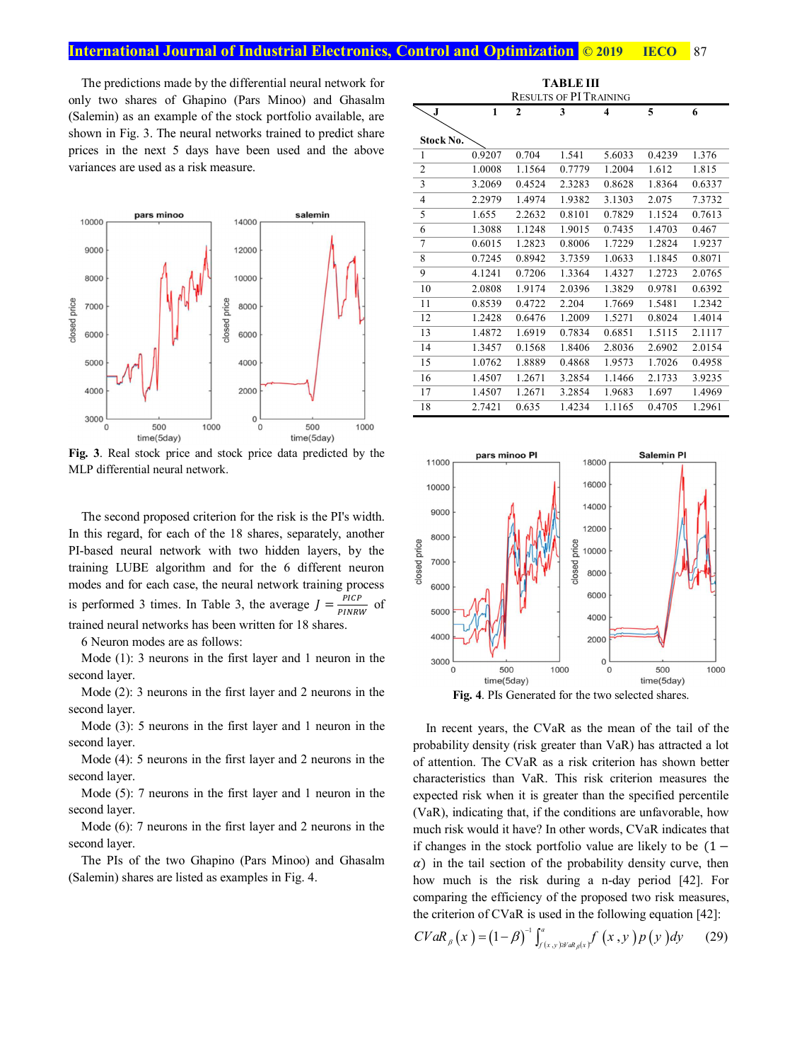The predictions made by the differential neural network for only two shares of Ghapino (Pars Minoo) and Ghasalm (Salemin) as an example of the stock portfolio available, are shown in Fig. 3. The neural networks trained to predict share prices in the next 5 days have been used and the above variances are used as a risk measure.

**Fig. 3**. Real stock price and stock price data predicted by the MLP differential neural network.

The second proposed criterion for the risk is the PI's width. In this regard, for each of the 18 shares, separately, another PI-based neural network with two hidden layers, by the training LUBE algorithm and for the 6 different neuron modes and for each case, the neural network training process is performed 3 times. In Table 3, the average $J = \frac{PICP}{PINRW}$ of trained neural networks has been written for 18 shares.

6 Neuron modes are as follows:

Mode (1): 3 neurons in the first layer and 1 neuron in the second layer.

Mode (2): 3 neurons in the first layer and 2 neurons in the second layer.

Mode (3): 5 neurons in the first layer and 1 neuron in the second layer.

Mode (4): 5 neurons in the first layer and 2 neurons in the second layer.

Mode (5): 7 neurons in the first layer and 1 neuron in the second layer.

Mode (6): 7 neurons in the first layer and 2 neurons in the second layer.

The PIs of the two Ghapino (Pars Minoo) and Ghasalm (Salemin) shares are listed as examples in Fig. 4.

**TABLE III**
RESULTS OF PI TRAINING

| Stock No. \ J | 1 | 2 | 3 | 4 | 5 | 6 |
|---|---|---|---|---|---|---|
| 1 | 0.9207 | 0.704 | 1.541 | 5.6033 | 0.4239 | 1.376 |
| 2 | 1.0008 | 1.1564 | 0.7779 | 1.2004 | 1.612 | 1.815 |
| 3 | 3.2069 | 0.4524 | 2.3283 | 0.8628 | 1.8364 | 0.6337 |
| 4 | 2.2979 | 1.4974 | 1.9382 | 3.1303 | 2.075 | 7.3732 |
| 5 | 1.655 | 2.2632 | 0.8101 | 0.7829 | 1.1524 | 0.7613 |
| 6 | 1.3088 | 1.1248 | 1.9015 | 0.7435 | 1.4703 | 0.467 |
| 7 | 0.6015 | 1.2823 | 0.8006 | 1.7229 | 1.2824 | 1.9237 |
| 8 | 0.7245 | 0.8942 | 3.7359 | 1.0633 | 1.1845 | 0.8071 |
| 9 | 4.1241 | 0.7206 | 1.3364 | 1.4327 | 1.2723 | 2.0765 |
| 10 | 2.0808 | 1.9174 | 2.0396 | 1.3829 | 0.9781 | 0.6392 |
| 11 | 0.8539 | 0.4722 | 2.204 | 1.7669 | 1.5481 | 1.2342 |
| 12 | 1.2428 | 0.6476 | 1.2009 | 1.5271 | 0.8024 | 1.4014 |
| 13 | 1.4872 | 1.6919 | 0.7834 | 0.6851 | 1.5115 | 2.1117 |
| 14 | 1.3457 | 0.1568 | 1.8406 | 2.8036 | 2.6902 | 2.0154 |
| 15 | 1.0762 | 1.8889 | 0.4868 | 1.9573 | 1.7026 | 0.4958 |
| 16 | 1.4507 | 1.2671 | 3.2854 | 1.1466 | 2.1733 | 3.9235 |
| 17 | 1.4507 | 1.2671 | 3.2854 | 1.9683 | 1.697 | 1.4969 |
| 18 | 2.7421 | 0.635 | 1.4234 | 1.1165 | 0.4705 | 1.2961 |

**Fig. 4**. PIs Generated for the two selected shares.

In recent years, the CVaR as the mean of the tail of the probability density (risk greater than VaR) has attracted a lot of attention. The CVaR as a risk criterion has shown better characteristics than VaR. This risk criterion measures the expected risk when it is greater than the specified percentile (VaR), indicating that, if the conditions are unfavorable, how much risk would it have? In other words, CVaR indicates that if changes in the stock portfolio value are likely to be $(1-\alpha)$ in the tail section of the probability density curve, then how much is the risk during a n-day period [42]. For comparing the efficiency of the proposed two risk measures, the criterion of CVaR is used in the following equation [42]:

$$CVaR_{\beta}(x) = (1-\beta)^{-1} \int_{f(x,y) \geq VaR_{\beta}(x)}^{\alpha} f(x,y)\, p(y)\, dy \qquad (29)$$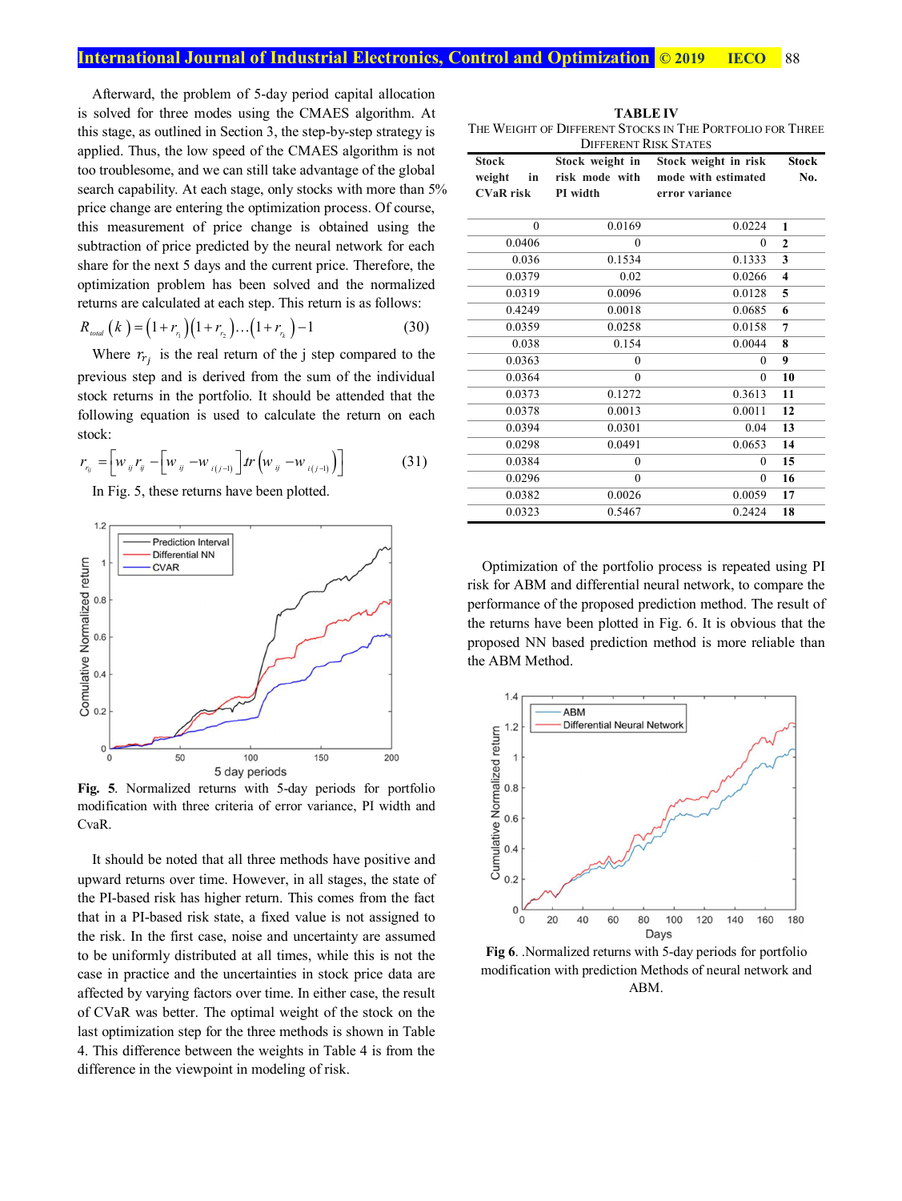Afterward, the problem of 5-day period capital allocation is solved for three modes using the CMAES algorithm. At this stage, as outlined in Section 3, the step-by-step strategy is applied. Thus, the low speed of the CMAES algorithm is not too troublesome, and we can still take advantage of the global search capability. At each stage, only stocks with more than 5% price change are entering the optimization process. Of course, this measurement of price change is obtained using the subtraction of price predicted by the neural network for each share for the next 5 days and the current price. Therefore, the optimization problem has been solved and the normalized returns are calculated at each step. This return is as follows:

$$R_{total}(k) = (1+r_{r_1})(1+r_{r_2})\dots(1+r_{r_k}) - 1 \qquad (30)$$

Where $r_{r_j}$ is the real return of the j step compared to the previous step and is derived from the sum of the individual stock returns in the portfolio. It should be attended that the following equation is used to calculate the return on each stock:

$$r_{r_{ij}} = \left[ w_{ij} r_{ij} - \left[ w_{ij} - w_{i(j-1)} \right] tr \left( w_{ij} - w_{i(j-1)} \right) \right] \qquad (31)$$

In Fig. 5, these returns have been plotted.

**Fig. 5**. Normalized returns with 5-day periods for portfolio modification with three criteria of error variance, PI width and CvaR.

It should be noted that all three methods have positive and upward returns over time. However, in all stages, the state of the PI-based risk has higher return. This comes from the fact that in a PI-based risk state, a fixed value is not assigned to the risk. In the first case, noise and uncertainty are assumed to be uniformly distributed at all times, while this is not the case in practice and the uncertainties in stock price data are affected by varying factors over time. In either case, the result of CVaR was better. The optimal weight of the stock on the last optimization step for the three methods is shown in Table 4. This difference between the weights in Table 4 is from the difference in the viewpoint in modeling of risk.

**TABLE IV**
THE WEIGHT OF DIFFERENT STOCKS IN THE PORTFOLIO FOR THREE DIFFERENT RISK STATES

| Stock weight in CVaR risk | Stock weight in risk mode with PI width | Stock weight in risk mode with estimated error variance | Stock No. |
|---|---|---|---|
| 0 | 0.0169 | 0.0224 | 1 |
| 0.0406 | 0 | 0 | 2 |
| 0.036 | 0.1534 | 0.1333 | 3 |
| 0.0379 | 0.02 | 0.0266 | 4 |
| 0.0319 | 0.0096 | 0.0128 | 5 |
| 0.4249 | 0.0018 | 0.0685 | 6 |
| 0.0359 | 0.0258 | 0.0158 | 7 |
| 0.038 | 0.154 | 0.0044 | 8 |
| 0.0363 | 0 | 0 | 9 |
| 0.0364 | 0 | 0 | 10 |
| 0.0373 | 0.1272 | 0.3613 | 11 |
| 0.0378 | 0.0013 | 0.0011 | 12 |
| 0.0394 | 0.0301 | 0.04 | 13 |
| 0.0298 | 0.0491 | 0.0653 | 14 |
| 0.0384 | 0 | 0 | 15 |
| 0.0296 | 0 | 0 | 16 |
| 0.0382 | 0.0026 | 0.0059 | 17 |
| 0.0323 | 0.5467 | 0.2424 | 18 |

Optimization of the portfolio process is repeated using PI risk for ABM and differential neural network, to compare the performance of the proposed prediction method. The result of the returns have been plotted in Fig. 6. It is obvious that the proposed NN based prediction method is more reliable than the ABM Method.

**Fig 6**. .Normalized returns with 5-day periods for portfolio modification with prediction Methods of neural network and ABM.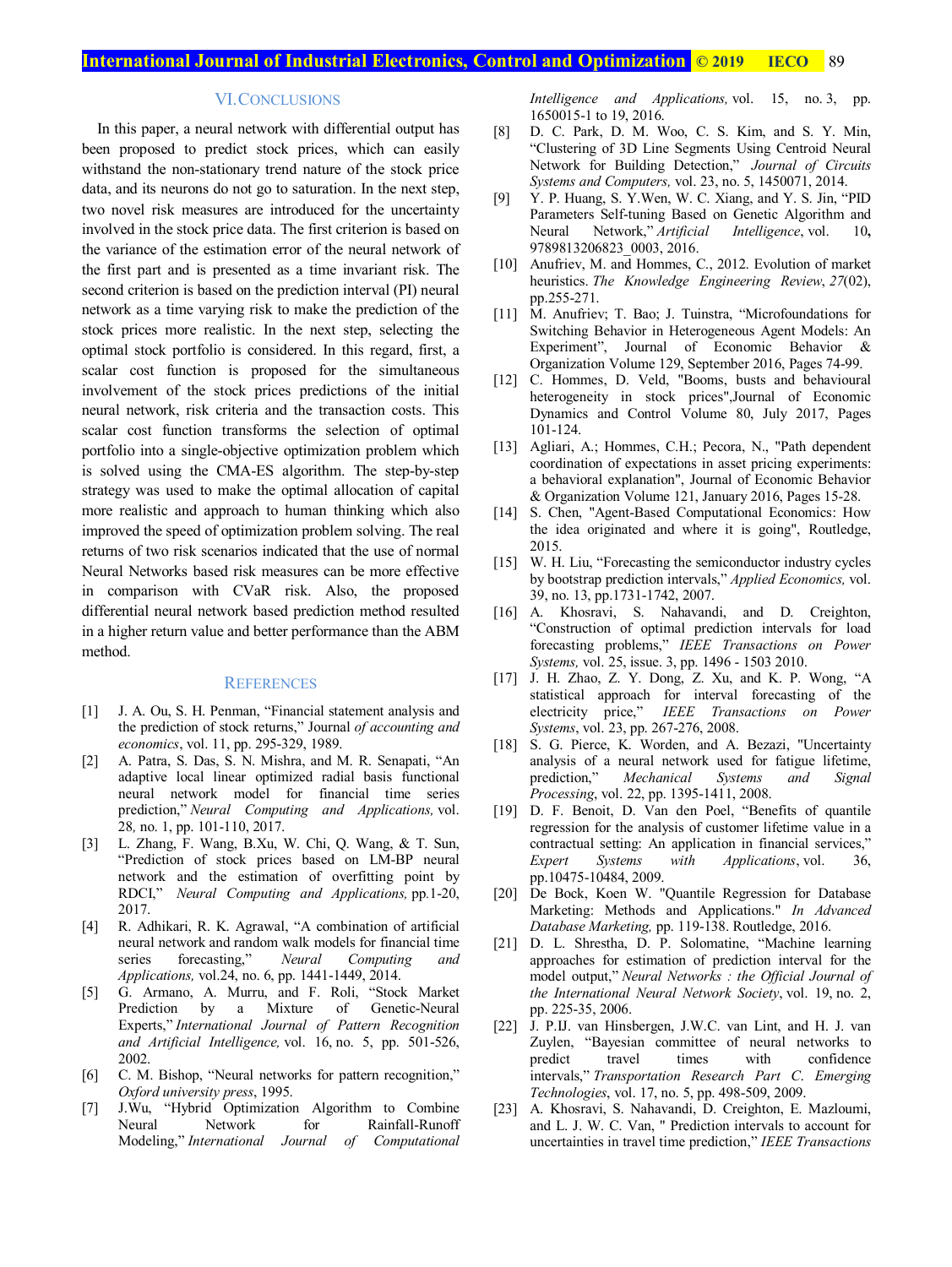## VI. Conclusions

In this paper, a neural network with differential output has been proposed to predict stock prices, which can easily withstand the non-stationary trend nature of the stock price data, and its neurons do not go to saturation. In the next step, two novel risk measures are introduced for the uncertainty involved in the stock price data. The first criterion is based on the variance of the estimation error of the neural network of the first part and is presented as a time invariant risk. The second criterion is based on the prediction interval (PI) neural network as a time varying risk to make the prediction of the stock prices more realistic. In the next step, selecting the optimal stock portfolio is considered. In this regard, first, a scalar cost function is proposed for the simultaneous involvement of the stock prices predictions of the initial neural network, risk criteria and the transaction costs. This scalar cost function transforms the selection of optimal portfolio into a single-objective optimization problem which is solved using the CMA-ES algorithm. The step-by-step strategy was used to make the optimal allocation of capital more realistic and approach to human thinking which also improved the speed of optimization problem solving. The real returns of two risk scenarios indicated that the use of normal Neural Networks based risk measures can be more effective in comparison with CVaR risk. Also, the proposed differential neural network based prediction method resulted in a higher return value and better performance than the ABM method.

## References

[1] J. A. Ou, S. H. Penman, "Financial statement analysis and the prediction of stock returns," Journal *of accounting and economics*, vol. 11, pp. 295-329, 1989.

[2] A. Patra, S. Das, S. N. Mishra, and M. R. Senapati, "An adaptive local linear optimized radial basis functional neural network model for financial time series prediction," *Neural Computing and Applications,* vol. 28*,* no. 1, pp. 101-110, 2017.

[3] L. Zhang, F. Wang, B.Xu, W. Chi, Q. Wang, & T. Sun, "Prediction of stock prices based on LM-BP neural network and the estimation of overfitting point by RDCI," *Neural Computing and Applications,* pp.1-20, 2017.

[4] R. Adhikari, R. K. Agrawal, "A combination of artificial neural network and random walk models for financial time series forecasting," *Neural Computing and Applications,* vol.24, no. 6, pp. 1441-1449, 2014.

[5] G. Armano, A. Murru, and F. Roli, "Stock Market Prediction by a Mixture of Genetic-Neural Experts," *International Journal of Pattern Recognition and Artificial Intelligence,* vol. 16, no. 5, pp. 501-526, 2002.

[6] C. M. Bishop, "Neural networks for pattern recognition," *Oxford university press*, 1995.

[7] J.Wu, "Hybrid Optimization Algorithm to Combine Neural Network for Rainfall-Runoff Modeling," *International Journal of Computational Intelligence and Applications,* vol. 15, no. 3, pp. 1650015-1 to 19, 2016.

[8] D. C. Park, D. M. Woo, C. S. Kim, and S. Y. Min, "Clustering of 3D Line Segments Using Centroid Neural Network for Building Detection," *Journal of Circuits Systems and Computers,* vol. 23, no. 5, 1450071, 2014.

[9] Y. P. Huang, S. Y.Wen, W. C. Xiang, and Y. S. Jin, "PID Parameters Self-tuning Based on Genetic Algorithm and Neural Network," *Artificial Intelligence*, vol. 10**,** 9789813206823_0003, 2016.

[10] Anufriev, M. and Hommes, C., 2012. Evolution of market heuristics. *The Knowledge Engineering Review*, *27*(02), pp.255-271.

[11] M. Anufriev; T. Bao; J. Tuinstra, "Microfoundations for Switching Behavior in Heterogeneous Agent Models: An Experiment", Journal of Economic Behavior & Organization Volume 129, September 2016, Pages 74-99.

[12] C. Hommes, D. Veld, "Booms, busts and behavioural heterogeneity in stock prices",Journal of Economic Dynamics and Control Volume 80, July 2017, Pages 101-124.

[13] Agliari, A.; Hommes, C.H.; Pecora, N., "Path dependent coordination of expectations in asset pricing experiments: a behavioral explanation", Journal of Economic Behavior & Organization Volume 121, January 2016, Pages 15-28.

[14] S. Chen, "Agent-Based Computational Economics: How the idea originated and where it is going", Routledge, 2015.

[15] W. H. Liu, "Forecasting the semiconductor industry cycles by bootstrap prediction intervals," *Applied Economics,* vol. 39, no. 13, pp.1731-1742, 2007.

[16] A. Khosravi, S. Nahavandi, and D. Creighton, "Construction of optimal prediction intervals for load forecasting problems," *IEEE Transactions on Power Systems,* vol. 25, issue. 3, pp. 1496 - 1503 2010.

[17] J. H. Zhao, Z. Y. Dong, Z. Xu, and K. P. Wong, "A statistical approach for interval forecasting of the electricity price," *IEEE Transactions on Power Systems*, vol. 23, pp. 267-276, 2008.

[18] S. G. Pierce, K. Worden, and A. Bezazi, "Uncertainty analysis of a neural network used for fatigue lifetime, prediction," *Mechanical Systems and Signal Processing*, vol. 22, pp. 1395-1411, 2008.

[19] D. F. Benoit, D. Van den Poel, "Benefits of quantile regression for the analysis of customer lifetime value in a contractual setting: An application in financial services," *Expert Systems with Applications*, vol. 36, pp.10475-10484, 2009.

[20] De Bock, Koen W. "Quantile Regression for Database Marketing: Methods and Applications." *In Advanced Database Marketing,* pp. 119-138. Routledge, 2016.

[21] D. L. Shrestha, D. P. Solomatine, "Machine learning approaches for estimation of prediction interval for the model output," *Neural Networks : the Official Journal of the International Neural Network Society*, vol. 19, no. 2, pp. 225-35, 2006.

[22] J. P.IJ. van Hinsbergen, J.W.C. van Lint, and H. J. van Zuylen, "Bayesian committee of neural networks to predict travel times with confidence intervals," *Transportation Research Part C. Emerging Technologies*, vol. 17, no. 5, pp. 498-509, 2009.

[23] A. Khosravi, S. Nahavandi, D. Creighton, E. Mazloumi, and L. J. W. C. Van, " Prediction intervals to account for uncertainties in travel time prediction," *IEEE Transactions*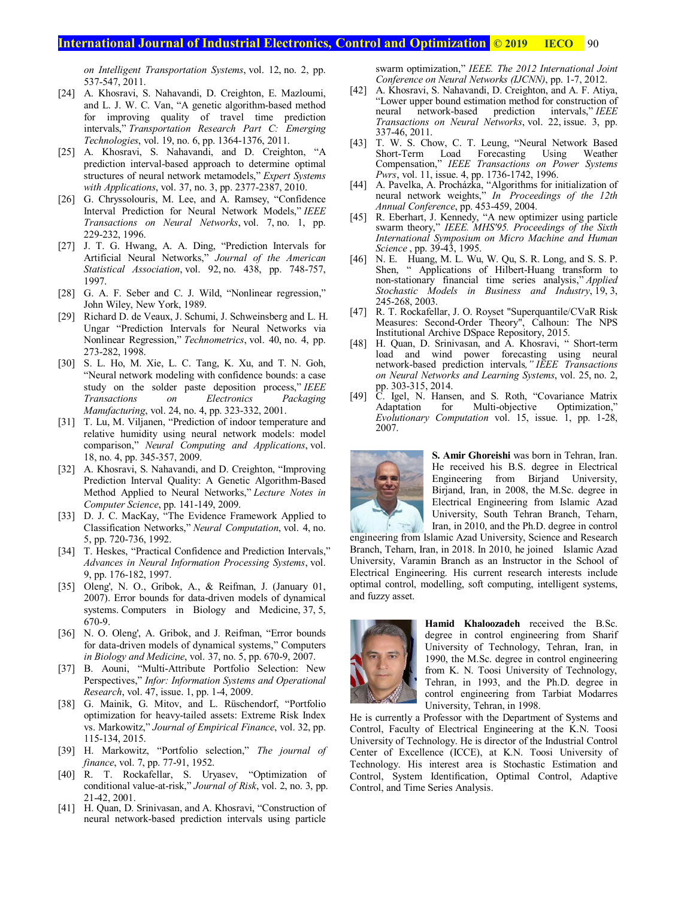on *Intelligent Transportation Systems*, vol. 12, no. 2, pp. 537-547, 2011.

[24] A. Khosravi, S. Nahavandi, D. Creighton, E. Mazloumi, and L. J. W. C. Van, "A genetic algorithm-based method for improving quality of travel time prediction intervals," *Transportation Research Part C: Emerging Technologies*, vol. 19, no. 6, pp. 1364-1376, 2011.

[25] A. Khosravi, S. Nahavandi, and D. Creighton, "A prediction interval-based approach to determine optimal structures of neural network metamodels," *Expert Systems with Applications*, vol. 37, no. 3, pp. 2377-2387, 2010.

[26] G. Chryssolouris, M. Lee, and A. Ramsey, "Confidence Interval Prediction for Neural Network Models," *IEEE Transactions on Neural Networks*, vol. 7, no. 1, pp. 229-232, 1996.

[27] J. T. G. Hwang, A. A. Ding, "Prediction Intervals for Artificial Neural Networks," *Journal of the American Statistical Association*, vol. 92, no. 438, pp. 748-757, 1997.

[28] G. A. F. Seber and C. J. Wild, "Nonlinear regression," John Wiley, New York, 1989.

[29] Richard D. de Veaux, J. Schumi, J. Schweinsberg and L. H. Ungar "Prediction Intervals for Neural Networks via Nonlinear Regression," *Technometrics*, vol. 40, no. 4, pp. 273-282, 1998.

[30] S. L. Ho, M. Xie, L. C. Tang, K. Xu, and T. N. Goh, "Neural network modeling with confidence bounds: a case study on the solder paste deposition process," *IEEE Transactions on Electronics Packaging Manufacturing*, vol. 24, no. 4, pp. 323-332, 2001.

[31] T. Lu, M. Viljanen, "Prediction of indoor temperature and relative humidity using neural network models: model comparison," *Neural Computing and Applications*, vol. 18, no. 4, pp. 345-357, 2009.

[32] A. Khosravi, S. Nahavandi, and D. Creighton, "Improving Prediction Interval Quality: A Genetic Algorithm-Based Method Applied to Neural Networks," *Lecture Notes in Computer Science*, pp. 141-149, 2009.

[33] D. J. C. MacKay, "The Evidence Framework Applied to Classification Networks," *Neural Computation*, vol. 4, no. 5, pp. 720-736, 1992.

[34] T. Heskes, "Practical Confidence and Prediction Intervals," *Advances in Neural Information Processing Systems*, vol. 9, pp. 176-182, 1997.

[35] Oleng', N. O., Gribok, A., & Reifman, J. (January 01, 2007). Error bounds for data-driven models of dynamical systems. Computers in Biology and Medicine, 37, 5, 670-9.

[36] N. O. Oleng', A. Gribok, and J. Reifman, "Error bounds for data-driven models of dynamical systems," Computers *in Biology and Medicine*, vol. 37, no. 5, pp. 670-9, 2007.

[37] B. Aouni, "Multi-Attribute Portfolio Selection: New Perspectives," *Infor: Information Systems and Operational Research*, vol. 47, issue. 1, pp. 1-4, 2009.

[38] G. Mainik, G. Mitov, and L. Rüschendorf, "Portfolio optimization for heavy-tailed assets: Extreme Risk Index vs. Markowitz," *Journal of Empirical Finance*, vol. 32, pp. 115-134, 2015.

[39] H. Markowitz, "Portfolio selection," *The journal of finance*, vol. 7, pp. 77-91, 1952.

[40] R. T. Rockafellar, S. Uryasev, "Optimization of conditional value-at-risk," *Journal of Risk*, vol. 2, no. 3, pp. 21-42, 2001.

[41] H. Quan, D. Srinivasan, and A. Khosravi, "Construction of neural network-based prediction intervals using particle swarm optimization," *IEEE. The 2012 International Joint Conference on Neural Networks (IJCNN)*, pp. 1-7, 2012.

[42] A. Khosravi, S. Nahavandi, D. Creighton, and A. F. Atiya, "Lower upper bound estimation method for construction of neural network-based prediction intervals," *IEEE Transactions on Neural Networks*, vol. 22, issue. 3, pp. 337-46, 2011.

[43] T. W. S. Chow, C. T. Leung, "Neural Network Based Short-Term Load Forecasting Using Weather Compensation," *IEEE Transactions on Power Systems Pwrs*, vol. 11, issue. 4, pp. 1736-1742, 1996.

[44] A. Pavelka, A. Procházka, "Algorithms for initialization of neural network weights," *In Proceedings of the 12th Annual Conference*, pp. 453-459, 2004.

[45] R. Eberhart, J. Kennedy, "A new optimizer using particle swarm theory," *IEEE. MHS'95. Proceedings of the Sixth International Symposium on Micro Machine and Human Science* , pp. 39-43, 1995.

[46] N. E. Huang, M. L. Wu, W. Qu, S. R. Long, and S. S. P. Shen, " Applications of Hilbert-Huang transform to non-stationary financial time series analysis," *Applied Stochastic Models in Business and Industry*, 19, 3, 245-268, 2003.

[47] R. T. Rockafellar, J. O. Royset "Superquantile/CVaR Risk Measures: Second-Order Theory", Calhoun: The NPS Institutional Archive DSpace Repository, 2015.

[48] H. Quan, D. Srinivasan, and A. Khosravi, " Short-term load and wind power forecasting using neural network-based prediction intervals*," IEEE Transactions on Neural Networks and Learning Systems*, vol. 25, no. 2, pp. 303-315, 2014.

[49] C. Igel, N. Hansen, and S. Roth, "Covariance Matrix Adaptation for Multi-objective Optimization," *Evolutionary Computation* vol. 15, issue. 1, pp. 1-28, 2007.

**S. Amir Ghoreishi** was born in Tehran, Iran. He received his B.S. degree in Electrical Engineering from Birjand University, Birjand, Iran, in 2008, the M.Sc. degree in Electrical Engineering from Islamic Azad University, South Tehran Branch, Teharn, Iran, in 2010, and the Ph.D. degree in control engineering from Islamic Azad University, Science and Research Branch, Teharn, Iran, in 2018. In 2010, he joined Islamic Azad University, Varamin Branch as an Instructor in the School of Electrical Engineering. His current research interests include optimal control, modelling, soft computing, intelligent systems, and fuzzy asset.

**Hamid Khaloozadeh** received the B.Sc. degree in control engineering from Sharif University of Technology, Tehran, Iran, in 1990, the M.Sc. degree in control engineering from K. N. Toosi University of Technology, Tehran, in 1993, and the Ph.D. degree in control engineering from Tarbiat Modarres University, Tehran, in 1998. He is currently a Professor with the Department of Systems and Control, Faculty of Electrical Engineering at the K.N. Toosi University of Technology. He is director of the Industrial Control Center of Excellence (ICCE), at K.N. Toosi University of Technology. His interest area is Stochastic Estimation and Control, System Identification, Optimal Control, Adaptive Control, and Time Series Analysis.